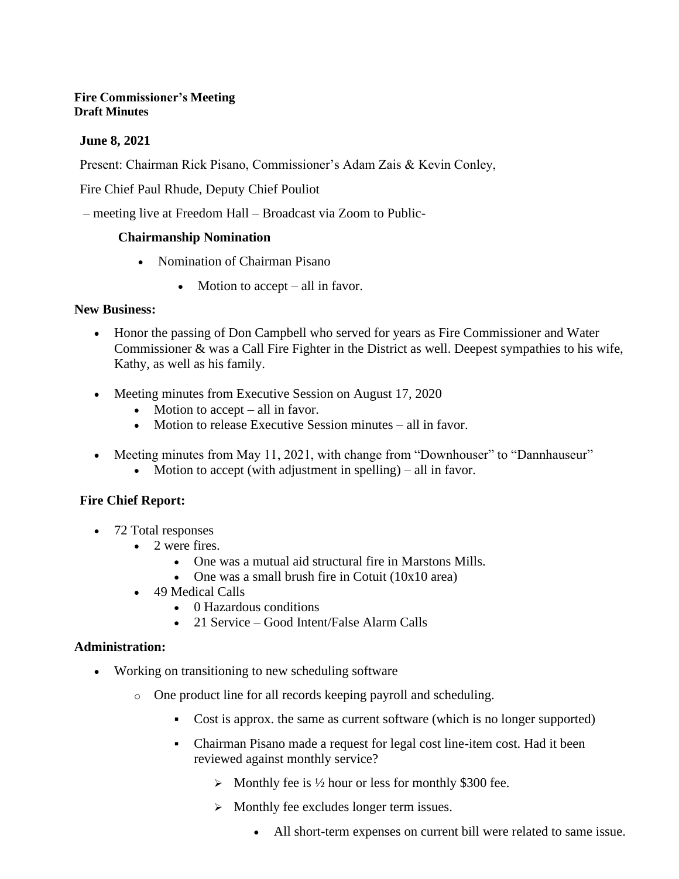**Fire Commissioner's Meeting**
**Draft Minutes**

**June 8, 2021**

Present: Chairman Rick Pisano, Commissioner's Adam Zais & Kevin Conley,

Fire Chief Paul Rhude, Deputy Chief Pouliot

– meeting live at Freedom Hall – Broadcast via Zoom to Public-

**Chairmanship Nomination**

- Nomination of Chairman Pisano
  - Motion to accept – all in favor.

**New Business:**

- Honor the passing of Don Campbell who served for years as Fire Commissioner and Water Commissioner & was a Call Fire Fighter in the District as well. Deepest sympathies to his wife, Kathy, as well as his family.

- Meeting minutes from Executive Session on August 17, 2020
  - Motion to accept – all in favor.
  - Motion to release Executive Session minutes – all in favor.

- Meeting minutes from May 11, 2021, with change from "Downhouser" to "Dannhauseur"
  - Motion to accept (with adjustment in spelling) – all in favor.

**Fire Chief Report:**

- 72 Total responses
  - 2 were fires.
    - One was a mutual aid structural fire in Marstons Mills.
    - One was a small brush fire in Cotuit (10x10 area)
  - 49 Medical Calls
    - 0 Hazardous conditions
    - 21 Service – Good Intent/False Alarm Calls

**Administration:**

- Working on transitioning to new scheduling software
  - One product line for all records keeping payroll and scheduling.
    - Cost is approx. the same as current software (which is no longer supported)
    - Chairman Pisano made a request for legal cost line-item cost. Had it been reviewed against monthly service?
      - Monthly fee is ½ hour or less for monthly $300 fee.
      - Monthly fee excludes longer term issues.
        - All short-term expenses on current bill were related to same issue.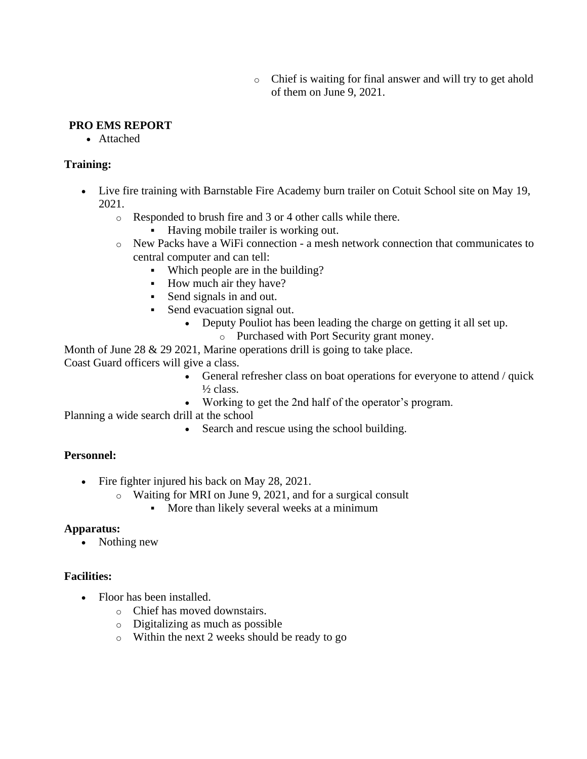- Chief is waiting for final answer and will try to get ahold of them on June 9, 2021.

**PRO EMS REPORT**

- Attached

**Training:**

- Live fire training with Barnstable Fire Academy burn trailer on Cotuit School site on May 19, 2021.
    - Responded to brush fire and 3 or 4 other calls while there.
        - Having mobile trailer is working out.
    - New Packs have a WiFi connection - a mesh network connection that communicates to central computer and can tell:
        - Which people are in the building?
        - How much air they have?
        - Send signals in and out.
        - Send evacuation signal out.
            - Deputy Pouliot has been leading the charge on getting it all set up.
                - Purchased with Port Security grant money.

Month of June 28 & 29 2021, Marine operations drill is going to take place.
Coast Guard officers will give a class.

- General refresher class on boat operations for everyone to attend / quick ½ class.
- Working to get the 2nd half of the operator's program.

Planning a wide search drill at the school

- Search and rescue using the school building.

**Personnel:**

- Fire fighter injured his back on May 28, 2021.
    - Waiting for MRI on June 9, 2021, and for a surgical consult
        - More than likely several weeks at a minimum

**Apparatus:**

- Nothing new

**Facilities:**

- Floor has been installed.
    - Chief has moved downstairs.
    - Digitalizing as much as possible
    - Within the next 2 weeks should be ready to go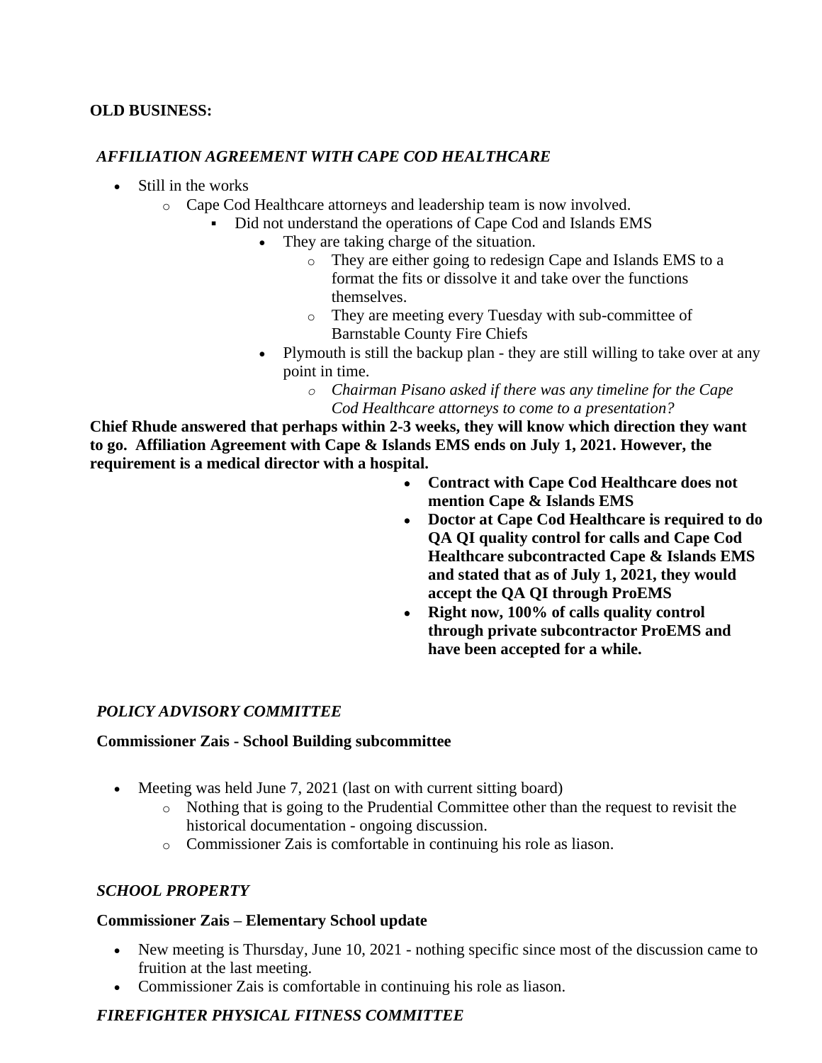**OLD BUSINESS:**

***AFFILIATION AGREEMENT WITH CAPE COD HEALTHCARE***

- Still in the works
  - Cape Cod Healthcare attorneys and leadership team is now involved.
    - Did not understand the operations of Cape Cod and Islands EMS
      - They are taking charge of the situation.
        - They are either going to redesign Cape and Islands EMS to a format the fits or dissolve it and take over the functions themselves.
        - They are meeting every Tuesday with sub-committee of Barnstable County Fire Chiefs
      - Plymouth is still the backup plan - they are still willing to take over at any point in time.
        - *Chairman Pisano asked if there was any timeline for the Cape Cod Healthcare attorneys to come to a presentation?*

**Chief Rhude answered that perhaps within 2-3 weeks, they will know which direction they want to go. Affiliation Agreement with Cape & Islands EMS ends on July 1, 2021. However, the requirement is a medical director with a hospital.**

- **Contract with Cape Cod Healthcare does not mention Cape & Islands EMS**
- **Doctor at Cape Cod Healthcare is required to do QA QI quality control for calls and Cape Cod Healthcare subcontracted Cape & Islands EMS and stated that as of July 1, 2021, they would accept the QA QI through ProEMS**
- **Right now, 100% of calls quality control through private subcontractor ProEMS and have been accepted for a while.**

***POLICY ADVISORY COMMITTEE***

**Commissioner Zais - School Building subcommittee**

- Meeting was held June 7, 2021 (last on with current sitting board)
  - Nothing that is going to the Prudential Committee other than the request to revisit the historical documentation - ongoing discussion.
  - Commissioner Zais is comfortable in continuing his role as liason.

***SCHOOL PROPERTY***

**Commissioner Zais – Elementary School update**

- New meeting is Thursday, June 10, 2021 - nothing specific since most of the discussion came to fruition at the last meeting.
- Commissioner Zais is comfortable in continuing his role as liason.

***FIREFIGHTER PHYSICAL FITNESS COMMITTEE***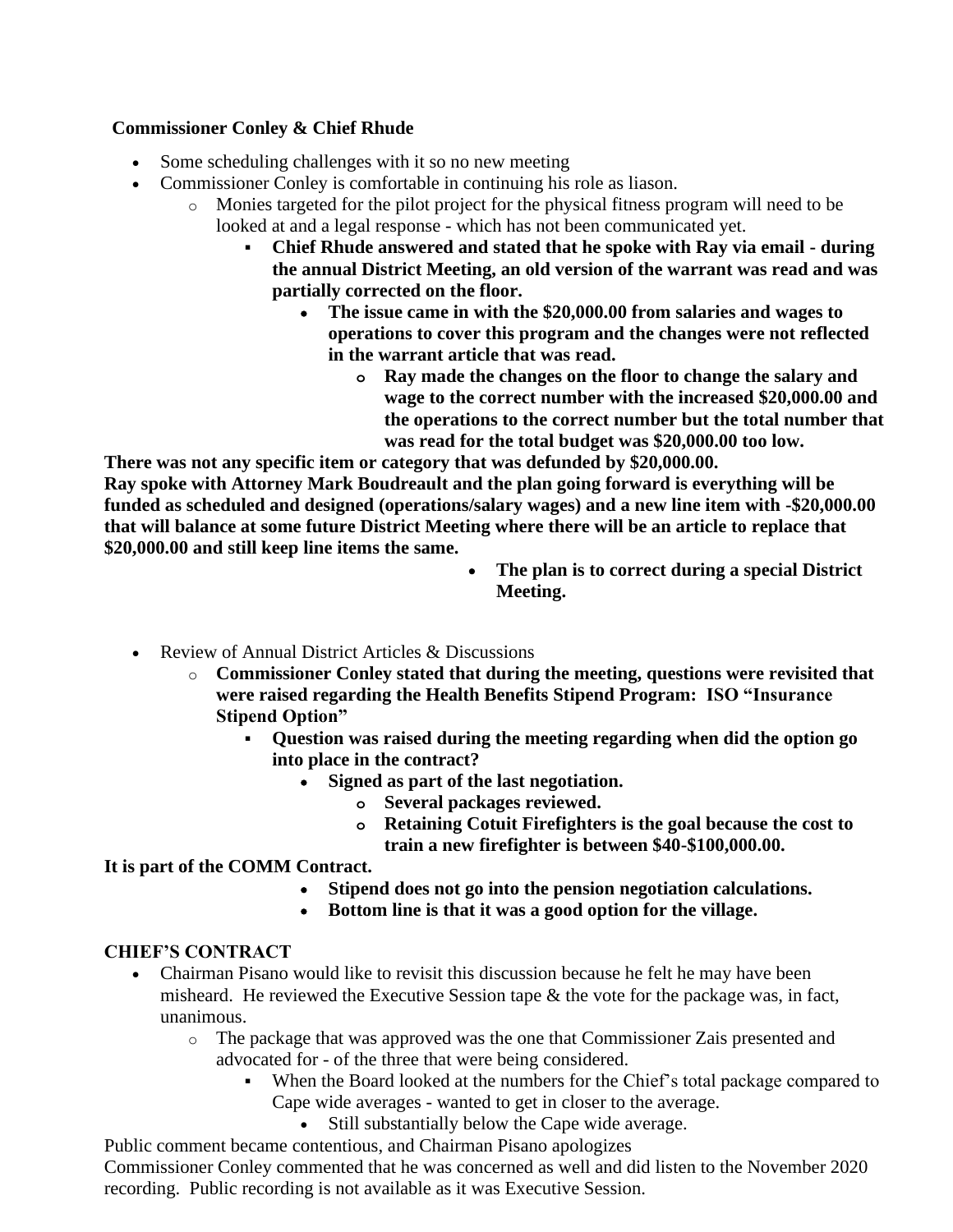**Commissioner Conley & Chief Rhude**

- Some scheduling challenges with it so no new meeting
- Commissioner Conley is comfortable in continuing his role as liason.
  - Monies targeted for the pilot project for the physical fitness program will need to be looked at and a legal response - which has not been communicated yet.
    - **Chief Rhude answered and stated that he spoke with Ray via email - during the annual District Meeting, an old version of the warrant was read and was partially corrected on the floor.**
      - **The issue came in with the $20,000.00 from salaries and wages to operations to cover this program and the changes were not reflected in the warrant article that was read.**
        - **Ray made the changes on the floor to change the salary and wage to the correct number with the increased $20,000.00 and the operations to the correct number but the total number that was read for the total budget was $20,000.00 too low.**

**There was not any specific item or category that was defunded by $20,000.00.**
**Ray spoke with Attorney Mark Boudreault and the plan going forward is everything will be funded as scheduled and designed (operations/salary wages) and a new line item with -$20,000.00 that will balance at some future District Meeting where there will be an article to replace that $20,000.00 and still keep line items the same.**

- **The plan is to correct during a special District Meeting.**

- Review of Annual District Articles & Discussions
  - **Commissioner Conley stated that during the meeting, questions were revisited that were raised regarding the Health Benefits Stipend Program: ISO "Insurance Stipend Option"**
    - **Question was raised during the meeting regarding when did the option go into place in the contract?**
      - **Signed as part of the last negotiation.**
        - **Several packages reviewed.**
        - **Retaining Cotuit Firefighters is the goal because the cost to train a new firefighter is between $40-$100,000.00.**

**It is part of the COMM Contract.**

- **Stipend does not go into the pension negotiation calculations.**
- **Bottom line is that it was a good option for the village.**

**CHIEF'S CONTRACT**

- Chairman Pisano would like to revisit this discussion because he felt he may have been misheard. He reviewed the Executive Session tape & the vote for the package was, in fact, unanimous.
  - The package that was approved was the one that Commissioner Zais presented and advocated for - of the three that were being considered.
    - When the Board looked at the numbers for the Chief's total package compared to Cape wide averages - wanted to get in closer to the average.
      - Still substantially below the Cape wide average.

Public comment became contentious, and Chairman Pisano apologizes
Commissioner Conley commented that he was concerned as well and did listen to the November 2020 recording. Public recording is not available as it was Executive Session.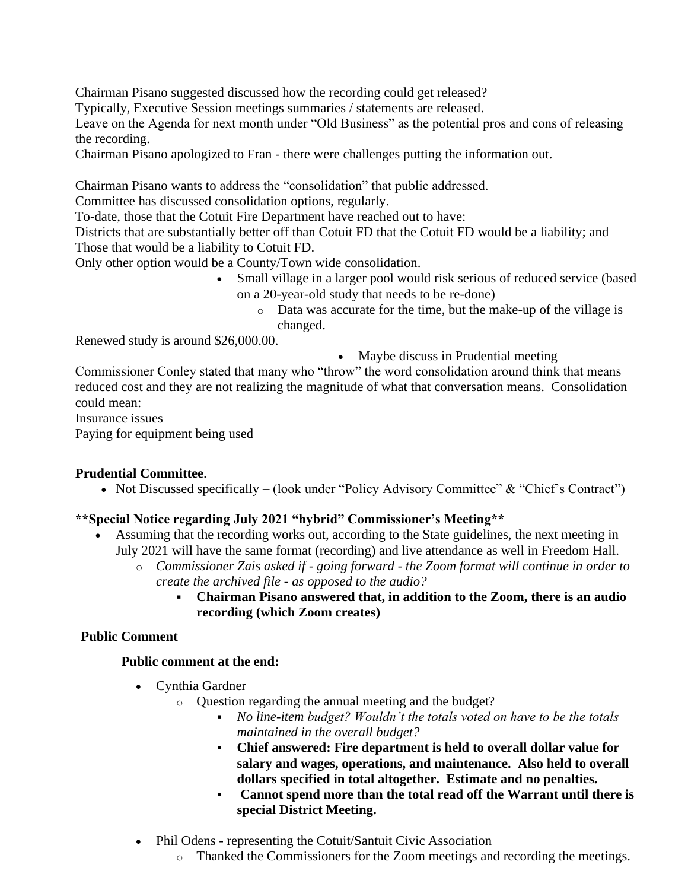Chairman Pisano suggested discussed how the recording could get released?
Typically, Executive Session meetings summaries / statements are released.
Leave on the Agenda for next month under "Old Business" as the potential pros and cons of releasing the recording.
Chairman Pisano apologized to Fran - there were challenges putting the information out.

Chairman Pisano wants to address the "consolidation" that public addressed.
Committee has discussed consolidation options, regularly.
To-date, those that the Cotuit Fire Department have reached out to have:
Districts that are substantially better off than Cotuit FD that the Cotuit FD would be a liability; and
Those that would be a liability to Cotuit FD.
Only other option would be a County/Town wide consolidation.

- Small village in a larger pool would risk serious of reduced service (based on a 20-year-old study that needs to be re-done)
  - Data was accurate for the time, but the make-up of the village is changed.

Renewed study is around $26,000.00.

- Maybe discuss in Prudential meeting

Commissioner Conley stated that many who "throw" the word consolidation around think that means reduced cost and they are not realizing the magnitude of what that conversation means. Consolidation could mean:
Insurance issues
Paying for equipment being used

**Prudential Committee**.

- Not Discussed specifically – (look under "Policy Advisory Committee" & "Chief's Contract")

**\*\*Special Notice regarding July 2021 "hybrid" Commissioner's Meeting\*\***

- Assuming that the recording works out, according to the State guidelines, the next meeting in July 2021 will have the same format (recording) and live attendance as well in Freedom Hall.
  - *Commissioner Zais asked if - going forward - the Zoom format will continue in order to create the archived file - as opposed to the audio?*
    - **Chairman Pisano answered that, in addition to the Zoom, there is an audio recording (which Zoom creates)**

**Public Comment**

**Public comment at the end:**

- Cynthia Gardner
  - Question regarding the annual meeting and the budget?
    - *No line-item budget? Wouldn't the totals voted on have to be the totals maintained in the overall budget?*
    - **Chief answered: Fire department is held to overall dollar value for salary and wages, operations, and maintenance. Also held to overall dollars specified in total altogether. Estimate and no penalties.**
    - **Cannot spend more than the total read off the Warrant until there is special District Meeting.**
- Phil Odens - representing the Cotuit/Santuit Civic Association
  - Thanked the Commissioners for the Zoom meetings and recording the meetings.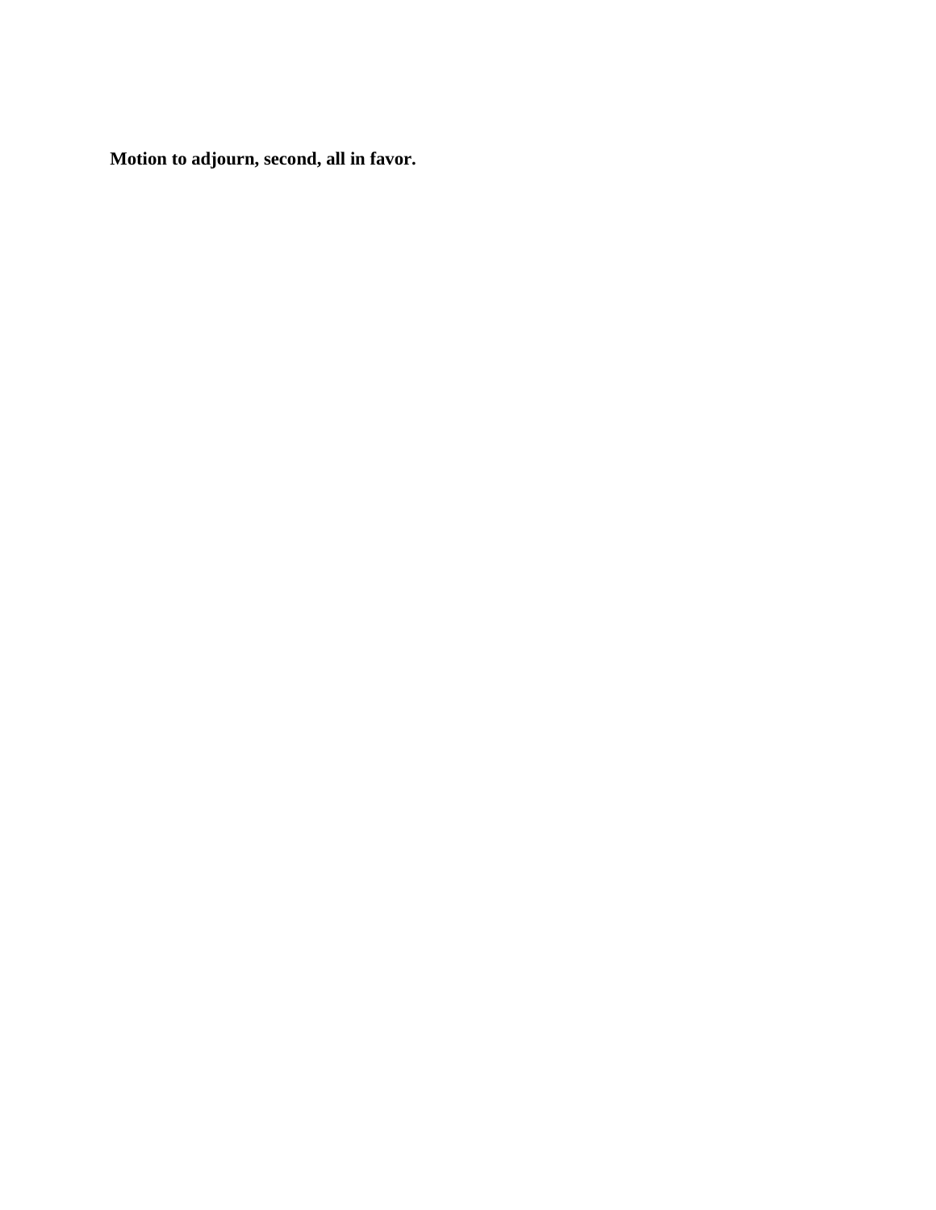**Motion to adjourn, second, all in favor.**